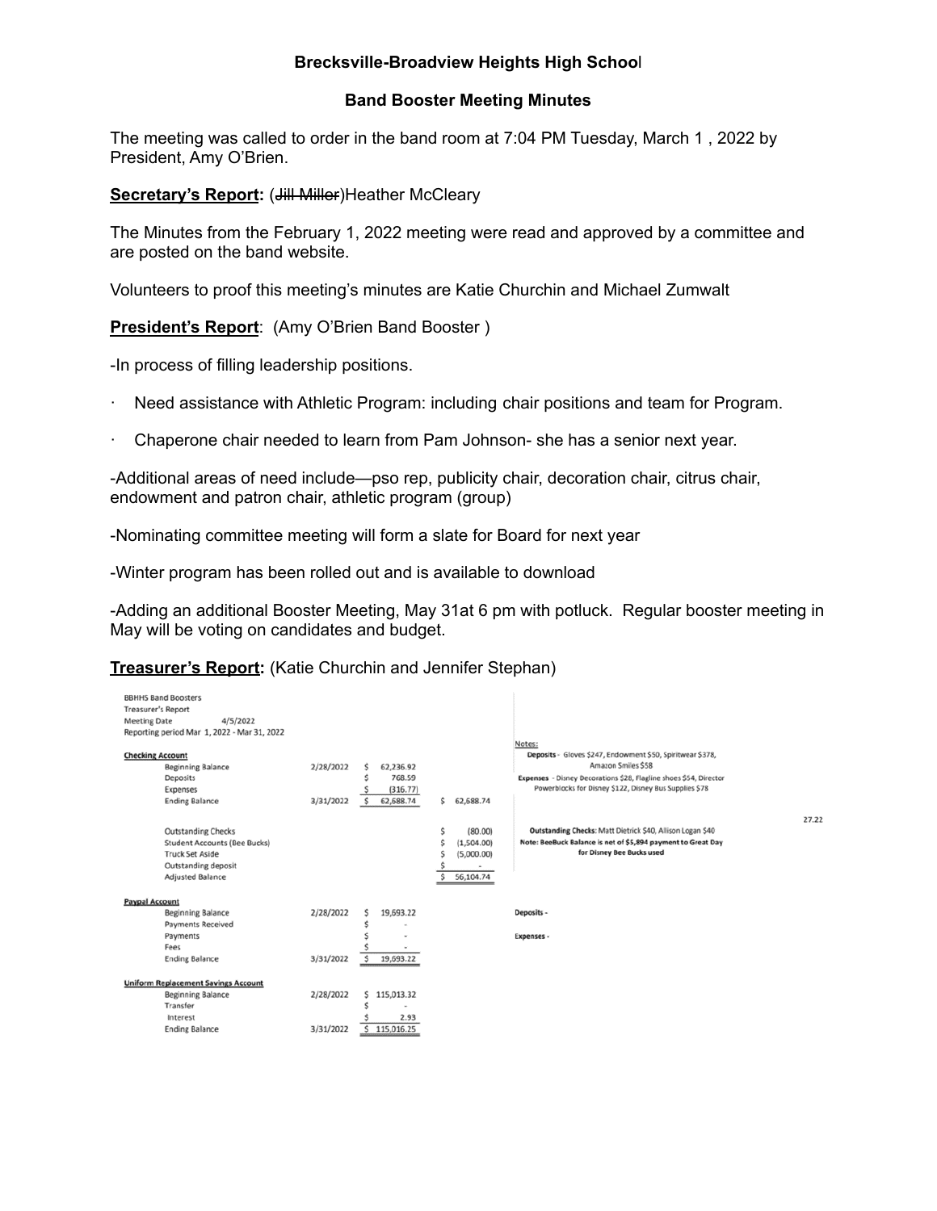**Brecksville-Broadview Heights High School**

**Band Booster Meeting Minutes**

The meeting was called to order in the band room at 7:04 PM Tuesday, March 1 , 2022 by President, Amy O'Brien.

**Secretary's Report:** (~~Jill Miller~~)Heather McCleary

The Minutes from the February 1, 2022 meeting were read and approved by a committee and are posted on the band website.

Volunteers to proof this meeting's minutes are Katie Churchin and Michael Zumwalt

**President's Report**: (Amy O'Brien Band Booster )

-In process of filling leadership positions.

· Need assistance with Athletic Program: including chair positions and team for Program.

· Chaperone chair needed to learn from Pam Johnson- she has a senior next year.

-Additional areas of need include—pso rep, publicity chair, decoration chair, citrus chair, endowment and patron chair, athletic program (group)

-Nominating committee meeting will form a slate for Board for next year

-Winter program has been rolled out and is available to download

-Adding an additional Booster Meeting, May 31at 6 pm with potluck. Regular booster meeting in May will be voting on candidates and budget.

**Treasurer's Report:** (Katie Churchin and Jennifer Stephan)

BBHHS Band Boosters
Treasurer's Report
Meeting Date 4/5/2022
Reporting period Mar 1, 2022 - Mar 31, 2022

| | | | | Notes: |
|---|---|---|---|---|
| **Checking Account** | | | | **Deposits** - Gloves $247, Endowment $50, Spiritwear $378, Amazon Smiles $58 |
| Beginning Balance | 2/28/2022 | $ 62,236.92 | | **Expenses** - Disney Decorations $28, Flagline shoes $54, Director Powerblocks for Disney $122, Disney Bus Supplies $78 |
| Deposits | | $ 768.59 | | |
| Expenses | | $ (316.77) | | |
| Ending Balance | 3/31/2022 | $ 62,688.74 | $ 62,688.74 | |
| | | | | 27.22 |
| Outstanding Checks | | | $ (80.00) | **Outstanding Checks**: Matt Dietrick $40, Allison Logan $40 |
| Student Accounts (Bee Bucks) | | | $ (1,504.00) | **Note: BeeBuck Balance is net of $5,894 payment to Great Day for Disney Bee Bucks used** |
| Truck Set Aside | | | $ (5,000.00) | |
| Outstanding deposit | | | $ - | |
| Adjusted Balance | | | $ 56,104.74 | |
| **Paypal Account** | | | | |
| Beginning Balance | 2/28/2022 | $ 19,693.22 | | **Deposits** - |
| Payments Received | | $ - | | |
| Payments | | $ - | | **Expenses** - |
| Fees | | $ - | | |
| Ending Balance | 3/31/2022 | $ 19,693.22 | | |
| **Uniform Replacement Savings Account** | | | | |
| Beginning Balance | 2/28/2022 | $ 115,013.32 | | |
| Transfer | | $ - | | |
| Interest | | $ 2.93 | | |
| Ending Balance | 3/31/2022 | $ 115,016.25 | | |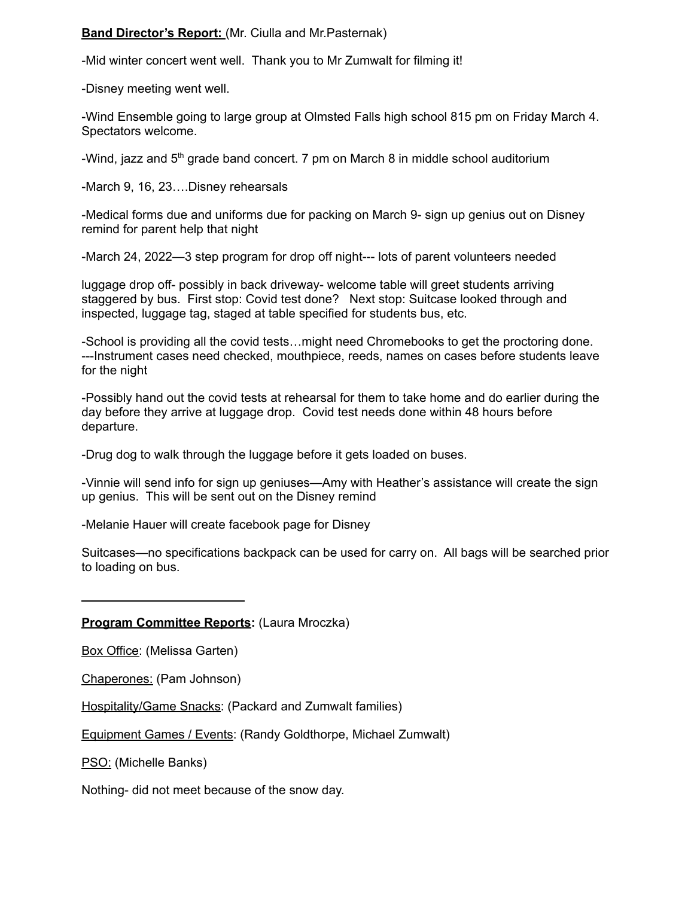**Band Director's Report:** (Mr. Ciulla and Mr.Pasternak)

-Mid winter concert went well. Thank you to Mr Zumwalt for filming it!

-Disney meeting went well.

-Wind Ensemble going to large group at Olmsted Falls high school 815 pm on Friday March 4. Spectators welcome.

-Wind, jazz and 5th grade band concert. 7 pm on March 8 in middle school auditorium

-March 9, 16, 23….Disney rehearsals

-Medical forms due and uniforms due for packing on March 9- sign up genius out on Disney remind for parent help that night

-March 24, 2022—3 step program for drop off night--- lots of parent volunteers needed

luggage drop off- possibly in back driveway- welcome table will greet students arriving staggered by bus. First stop: Covid test done? Next stop: Suitcase looked through and inspected, luggage tag, staged at table specified for students bus, etc.

-School is providing all the covid tests…might need Chromebooks to get the proctoring done.
---Instrument cases need checked, mouthpiece, reeds, names on cases before students leave for the night

-Possibly hand out the covid tests at rehearsal for them to take home and do earlier during the day before they arrive at luggage drop. Covid test needs done within 48 hours before departure.

-Drug dog to walk through the luggage before it gets loaded on buses.

-Vinnie will send info for sign up geniuses—Amy with Heather's assistance will create the sign up genius. This will be sent out on the Disney remind

-Melanie Hauer will create facebook page for Disney

Suitcases—no specifications backpack can be used for carry on. All bags will be searched prior to loading on bus.

---

**Program Committee Reports:** (Laura Mroczka)

Box Office: (Melissa Garten)

Chaperones: (Pam Johnson)

Hospitality/Game Snacks: (Packard and Zumwalt families)

Equipment Games / Events: (Randy Goldthorpe, Michael Zumwalt)

PSO: (Michelle Banks)

Nothing- did not meet because of the snow day.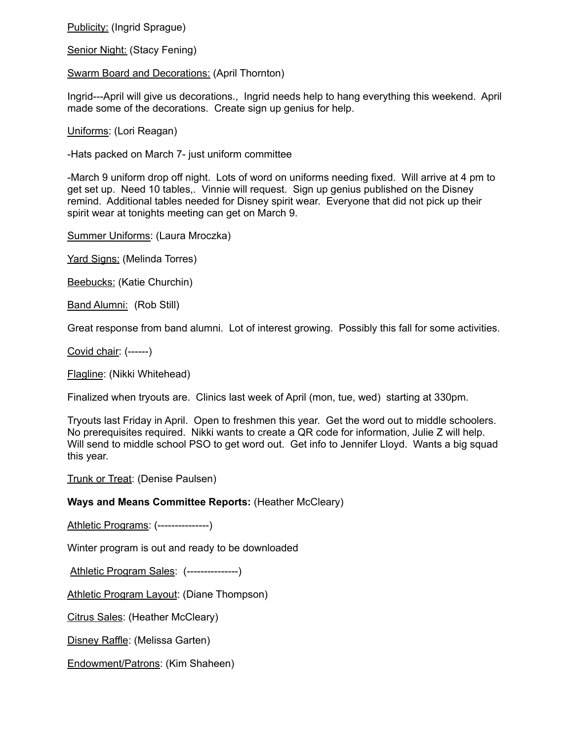Publicity: (Ingrid Sprague)

Senior Night: (Stacy Fening)

Swarm Board and Decorations: (April Thornton)

Ingrid---April will give us decorations., Ingrid needs help to hang everything this weekend. April made some of the decorations. Create sign up genius for help.

Uniforms: (Lori Reagan)

-Hats packed on March 7- just uniform committee

-March 9 uniform drop off night. Lots of word on uniforms needing fixed. Will arrive at 4 pm to get set up. Need 10 tables,. Vinnie will request. Sign up genius published on the Disney remind. Additional tables needed for Disney spirit wear. Everyone that did not pick up their spirit wear at tonights meeting can get on March 9.

Summer Uniforms: (Laura Mroczka)

Yard Signs: (Melinda Torres)

Beebucks: (Katie Churchin)

Band Alumni: (Rob Still)

Great response from band alumni. Lot of interest growing. Possibly this fall for some activities.

Covid chair: (------)

Flagline: (Nikki Whitehead)

Finalized when tryouts are. Clinics last week of April (mon, tue, wed) starting at 330pm.

Tryouts last Friday in April. Open to freshmen this year. Get the word out to middle schoolers. No prerequisites required. Nikki wants to create a QR code for information, Julie Z will help. Will send to middle school PSO to get word out. Get info to Jennifer Lloyd. Wants a big squad this year.

Trunk or Treat: (Denise Paulsen)

**Ways and Means Committee Reports:** (Heather McCleary)

Athletic Programs: (---------------)

Winter program is out and ready to be downloaded

Athletic Program Sales: (---------------)

Athletic Program Layout: (Diane Thompson)

Citrus Sales: (Heather McCleary)

Disney Raffle: (Melissa Garten)

Endowment/Patrons: (Kim Shaheen)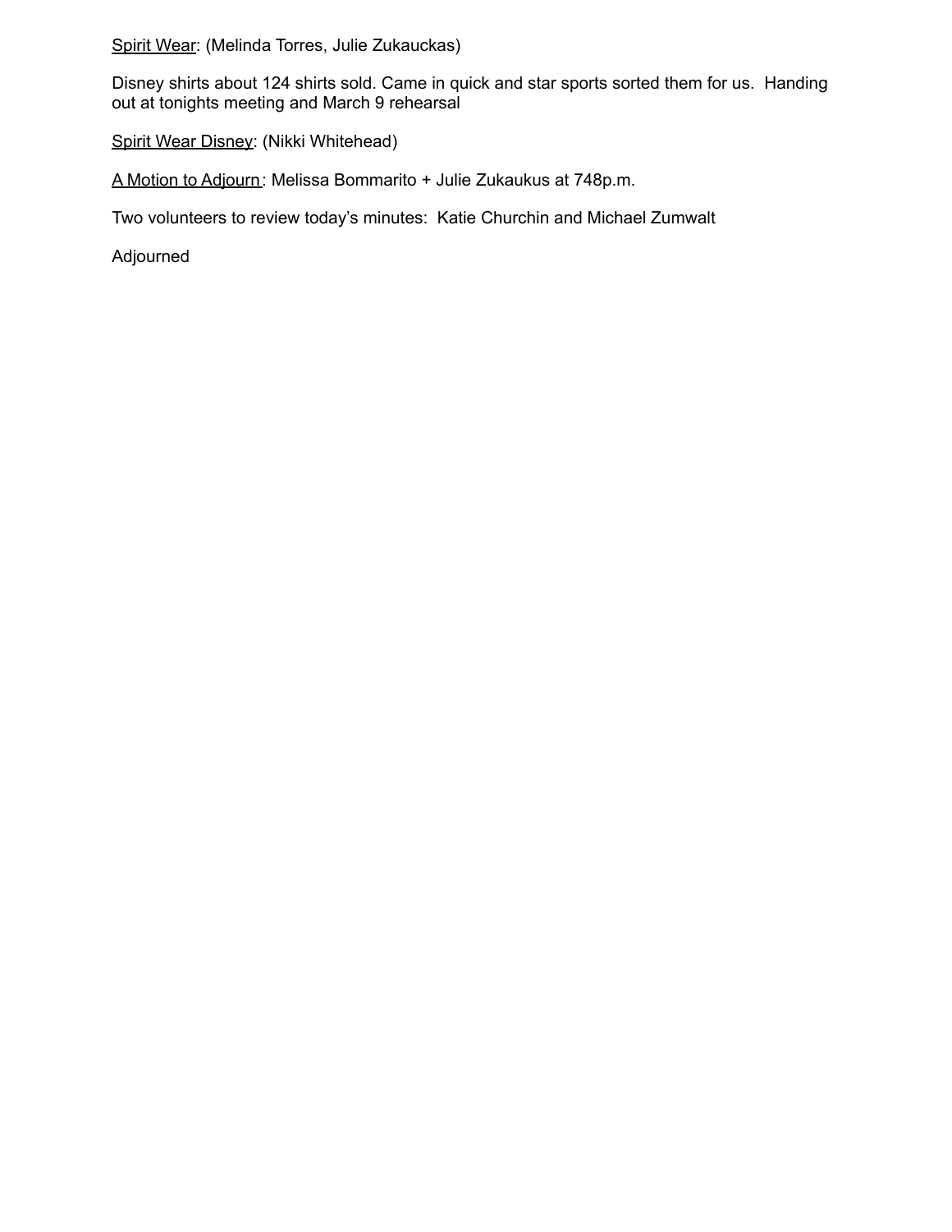<u>Spirit Wear</u>: (Melinda Torres, Julie Zukauckas)

Disney shirts about 124 shirts sold. Came in quick and star sports sorted them for us. Handing out at tonights meeting and March 9 rehearsal

<u>Spirit Wear Disney</u>: (Nikki Whitehead)

<u>A Motion to Adjourn</u>: Melissa Bommarito + Julie Zukaukus at 748p.m.

Two volunteers to review today's minutes: Katie Churchin and Michael Zumwalt

Adjourned